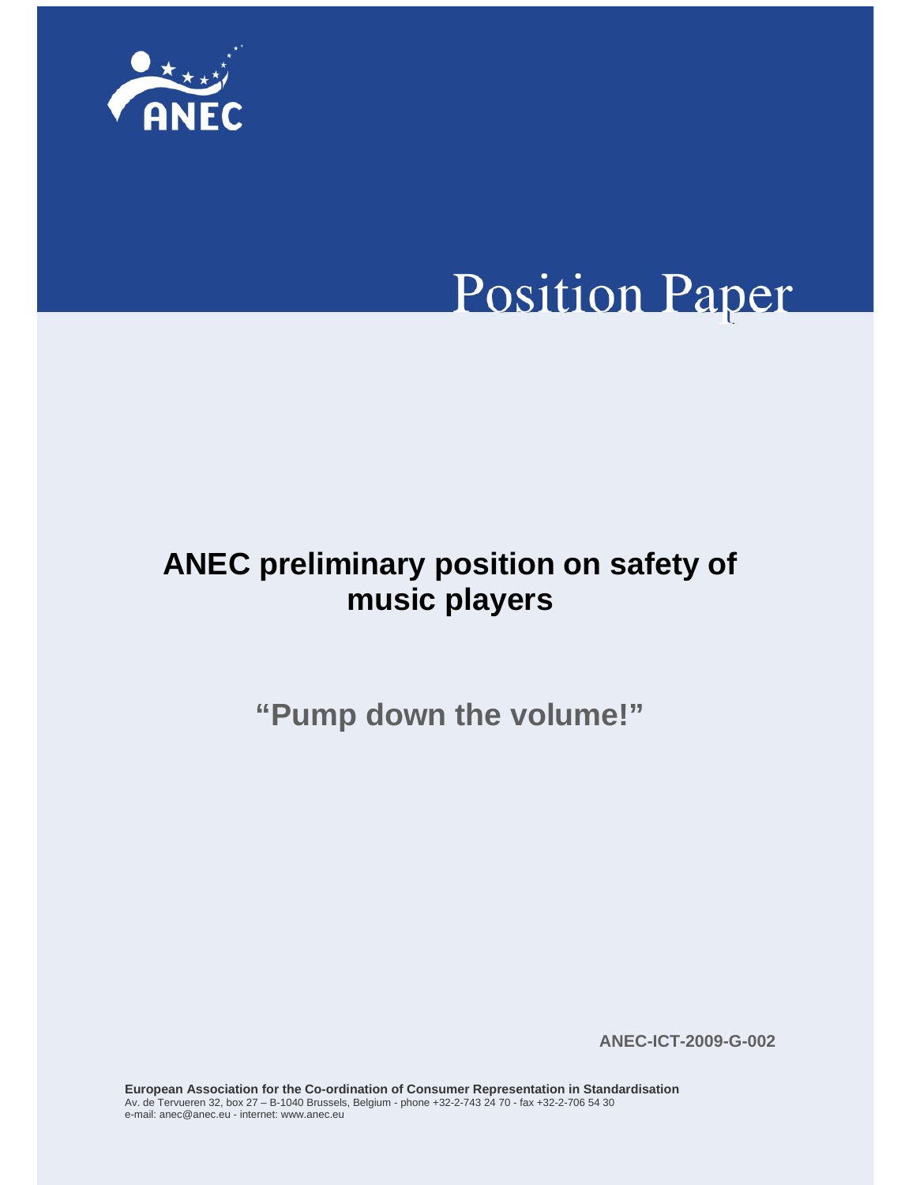ANEC

# Position Paper

# ANEC preliminary position on safety of music players

## "Pump down the volume!"

**ANEC-ICT-2009-G-002**

**European Association for the Co-ordination of Consumer Representation in Standardisation**
Av. de Tervueren 32, box 27 – B-1040 Brussels, Belgium - phone +32-2-743 24 70 - fax +32-2-706 54 30
e-mail: anec@anec.eu - internet: www.anec.eu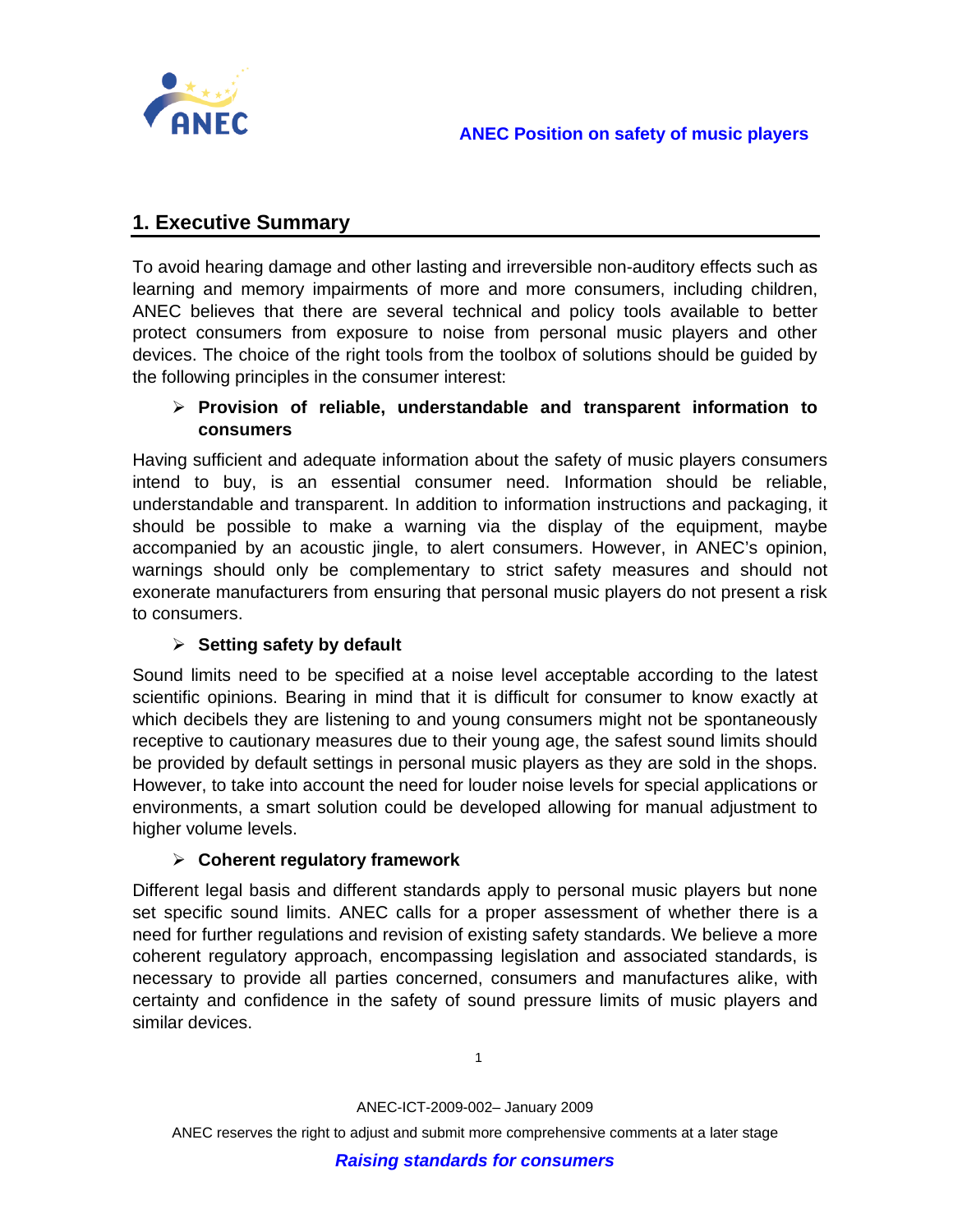## 1. Executive Summary

To avoid hearing damage and other lasting and irreversible non-auditory effects such as learning and memory impairments of more and more consumers, including children, ANEC believes that there are several technical and policy tools available to better protect consumers from exposure to noise from personal music players and other devices. The choice of the right tools from the toolbox of solutions should be guided by the following principles in the consumer interest:

- **Provision of reliable, understandable and transparent information to consumers**

Having sufficient and adequate information about the safety of music players consumers intend to buy, is an essential consumer need. Information should be reliable, understandable and transparent. In addition to information instructions and packaging, it should be possible to make a warning via the display of the equipment, maybe accompanied by an acoustic jingle, to alert consumers. However, in ANEC's opinion, warnings should only be complementary to strict safety measures and should not exonerate manufacturers from ensuring that personal music players do not present a risk to consumers.

- **Setting safety by default**

Sound limits need to be specified at a noise level acceptable according to the latest scientific opinions. Bearing in mind that it is difficult for consumer to know exactly at which decibels they are listening to and young consumers might not be spontaneously receptive to cautionary measures due to their young age, the safest sound limits should be provided by default settings in personal music players as they are sold in the shops. However, to take into account the need for louder noise levels for special applications or environments, a smart solution could be developed allowing for manual adjustment to higher volume levels.

- **Coherent regulatory framework**

Different legal basis and different standards apply to personal music players but none set specific sound limits. ANEC calls for a proper assessment of whether there is a need for further regulations and revision of existing safety standards. We believe a more coherent regulatory approach, encompassing legislation and associated standards, is necessary to provide all parties concerned, consumers and manufactures alike, with certainty and confidence in the safety of sound pressure limits of music players and similar devices.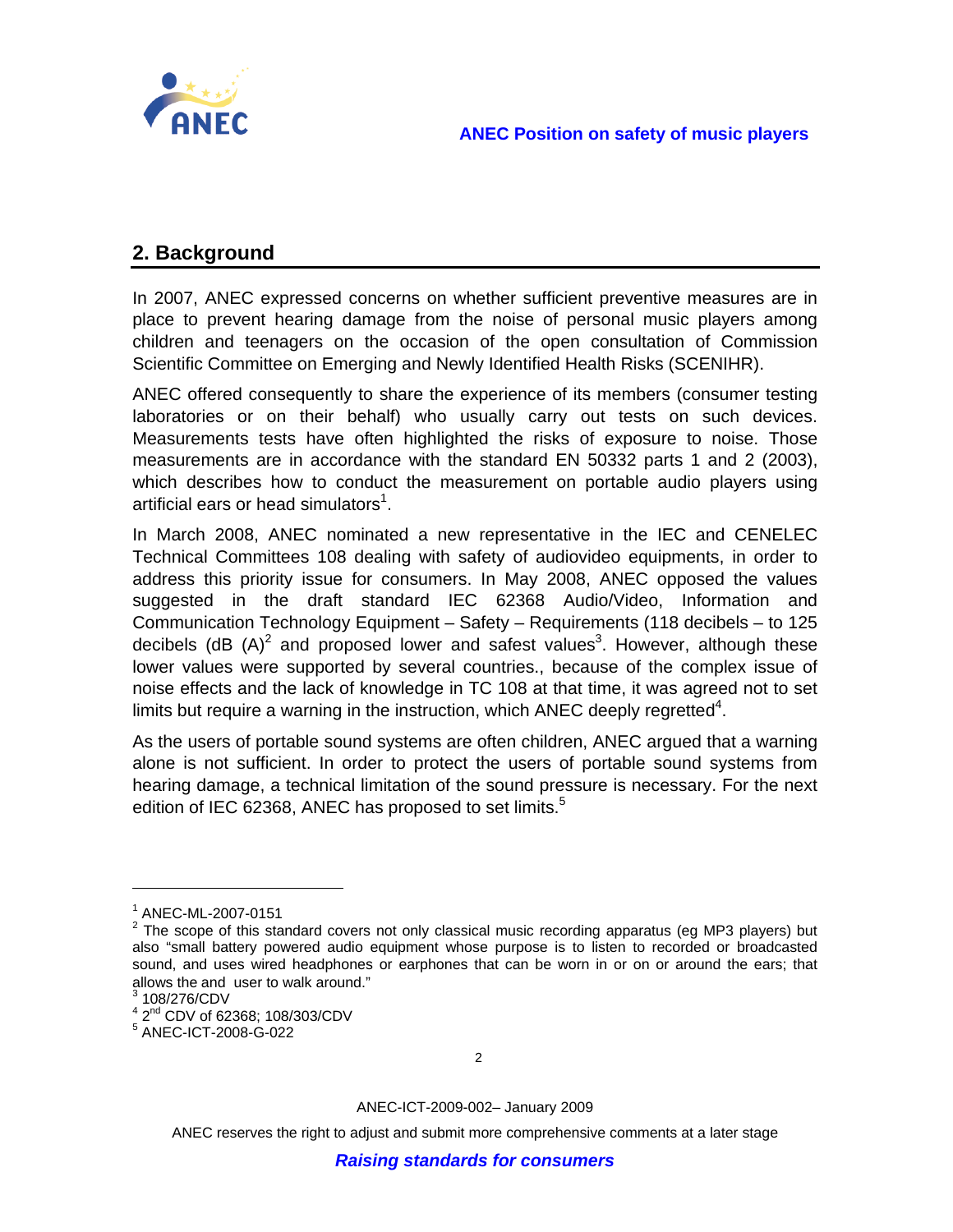## 2. Background

In 2007, ANEC expressed concerns on whether sufficient preventive measures are in place to prevent hearing damage from the noise of personal music players among children and teenagers on the occasion of the open consultation of Commission Scientific Committee on Emerging and Newly Identified Health Risks (SCENIHR).

ANEC offered consequently to share the experience of its members (consumer testing laboratories or on their behalf) who usually carry out tests on such devices. Measurements tests have often highlighted the risks of exposure to noise. Those measurements are in accordance with the standard EN 50332 parts 1 and 2 (2003), which describes how to conduct the measurement on portable audio players using artificial ears or head simulators[1].

In March 2008, ANEC nominated a new representative in the IEC and CENELEC Technical Committees 108 dealing with safety of audiovideo equipments, in order to address this priority issue for consumers. In May 2008, ANEC opposed the values suggested in the draft standard IEC 62368 Audio/Video, Information and Communication Technology Equipment – Safety – Requirements (118 decibels – to 125 decibels (dB (A)[2] and proposed lower and safest values[3]. However, although these lower values were supported by several countries., because of the complex issue of noise effects and the lack of knowledge in TC 108 at that time, it was agreed not to set limits but require a warning in the instruction, which ANEC deeply regretted[4].

As the users of portable sound systems are often children, ANEC argued that a warning alone is not sufficient. In order to protect the users of portable sound systems from hearing damage, a technical limitation of the sound pressure is necessary. For the next edition of IEC 62368, ANEC has proposed to set limits.[5]

---

[1] ANEC-ML-2007-0151

[2] The scope of this standard covers not only classical music recording apparatus (eg MP3 players) but also "small battery powered audio equipment whose purpose is to listen to recorded or broadcasted sound, and uses wired headphones or earphones that can be worn in or on or around the ears; that allows the and user to walk around."

[3] 108/276/CDV

[4] 2nd CDV of 62368; 108/303/CDV

[5] ANEC-ICT-2008-G-022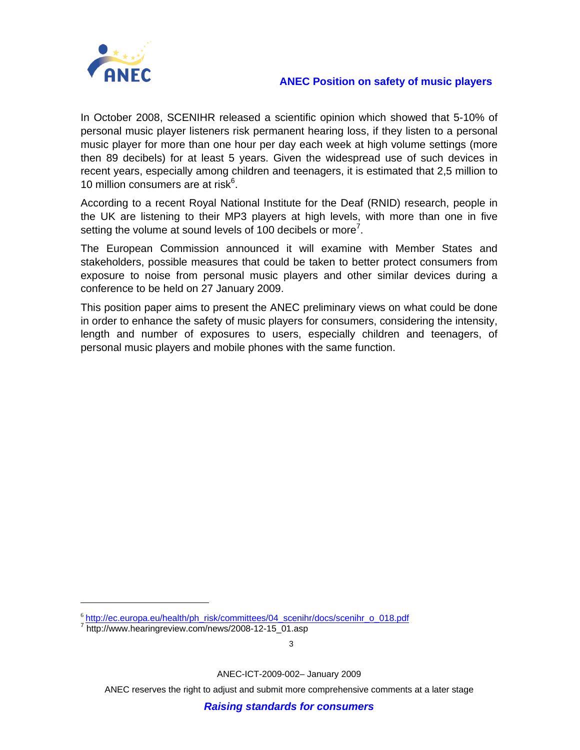In October 2008, SCENIHR released a scientific opinion which showed that 5-10% of personal music player listeners risk permanent hearing loss, if they listen to a personal music player for more than one hour per day each week at high volume settings (more then 89 decibels) for at least 5 years. Given the widespread use of such devices in recent years, especially among children and teenagers, it is estimated that 2,5 million to 10 million consumers are at risk[6].

According to a recent Royal National Institute for the Deaf (RNID) research, people in the UK are listening to their MP3 players at high levels, with more than one in five setting the volume at sound levels of 100 decibels or more[7].

The European Commission announced it will examine with Member States and stakeholders, possible measures that could be taken to better protect consumers from exposure to noise from personal music players and other similar devices during a conference to be held on 27 January 2009.

This position paper aims to present the ANEC preliminary views on what could be done in order to enhance the safety of music players for consumers, considering the intensity, length and number of exposures to users, especially children and teenagers, of personal music players and mobile phones with the same function.

---

[6] http://ec.europa.eu/health/ph_risk/committees/04_scenihr/docs/scenihr_o_018.pdf

[7] http://www.hearingreview.com/news/2008-12-15_01.asp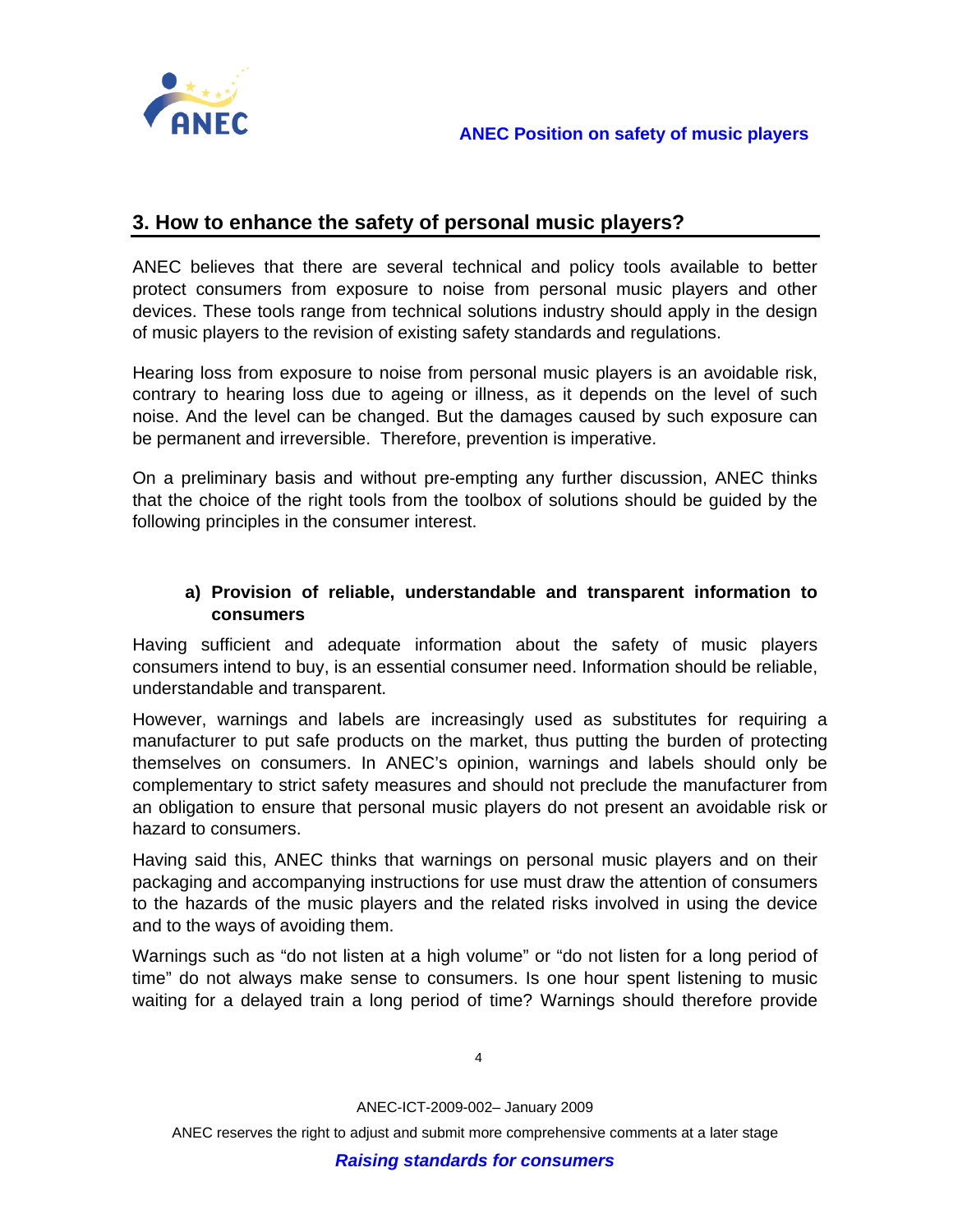## 3. How to enhance the safety of personal music players?

ANEC believes that there are several technical and policy tools available to better protect consumers from exposure to noise from personal music players and other devices. These tools range from technical solutions industry should apply in the design of music players to the revision of existing safety standards and regulations.

Hearing loss from exposure to noise from personal music players is an avoidable risk, contrary to hearing loss due to ageing or illness, as it depends on the level of such noise. And the level can be changed. But the damages caused by such exposure can be permanent and irreversible. Therefore, prevention is imperative.

On a preliminary basis and without pre-empting any further discussion, ANEC thinks that the choice of the right tools from the toolbox of solutions should be guided by the following principles in the consumer interest.

### a) Provision of reliable, understandable and transparent information to consumers

Having sufficient and adequate information about the safety of music players consumers intend to buy, is an essential consumer need. Information should be reliable, understandable and transparent.

However, warnings and labels are increasingly used as substitutes for requiring a manufacturer to put safe products on the market, thus putting the burden of protecting themselves on consumers. In ANEC's opinion, warnings and labels should only be complementary to strict safety measures and should not preclude the manufacturer from an obligation to ensure that personal music players do not present an avoidable risk or hazard to consumers.

Having said this, ANEC thinks that warnings on personal music players and on their packaging and accompanying instructions for use must draw the attention of consumers to the hazards of the music players and the related risks involved in using the device and to the ways of avoiding them.

Warnings such as "do not listen at a high volume" or "do not listen for a long period of time" do not always make sense to consumers. Is one hour spent listening to music waiting for a delayed train a long period of time? Warnings should therefore provide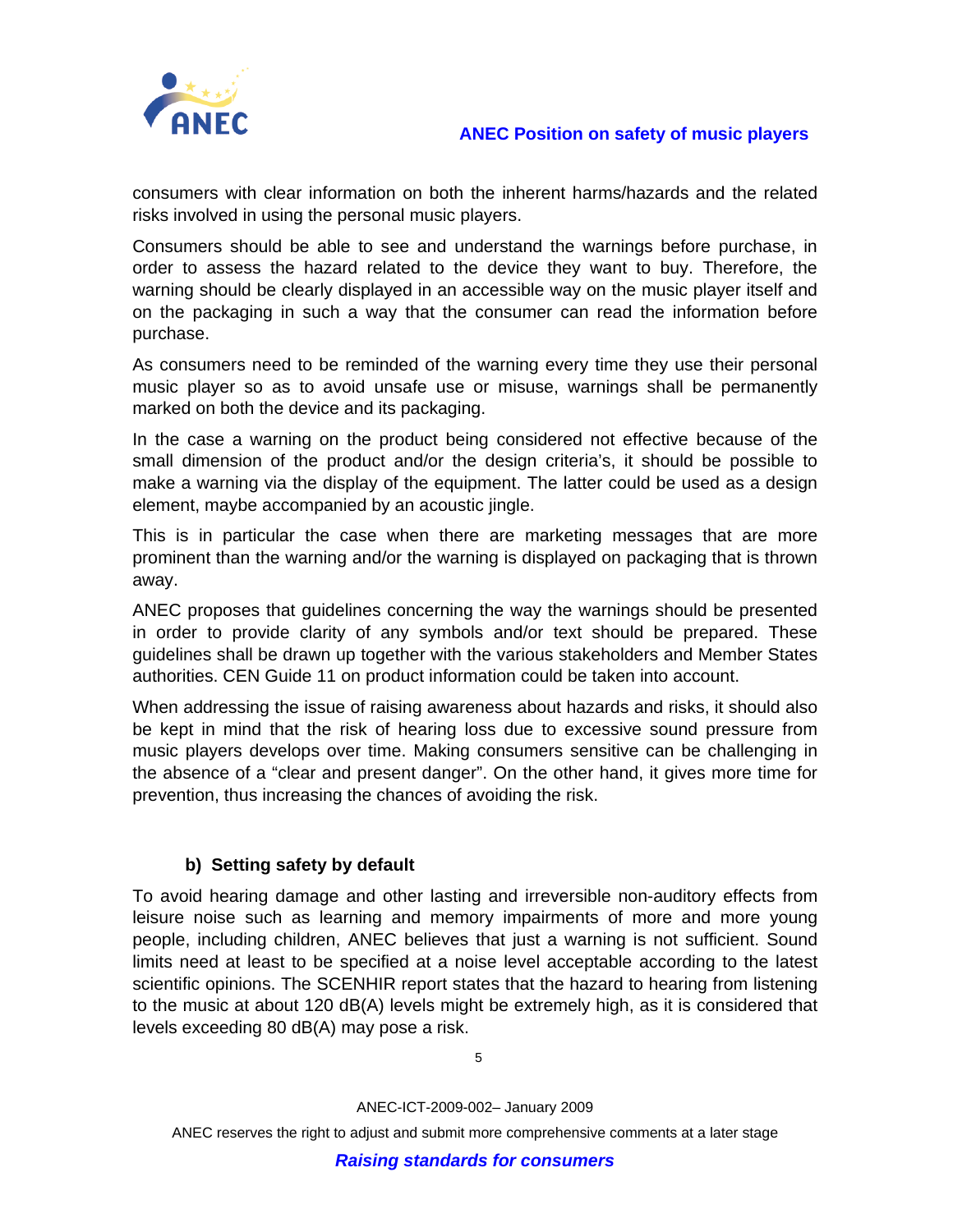consumers with clear information on both the inherent harms/hazards and the related risks involved in using the personal music players.

Consumers should be able to see and understand the warnings before purchase, in order to assess the hazard related to the device they want to buy. Therefore, the warning should be clearly displayed in an accessible way on the music player itself and on the packaging in such a way that the consumer can read the information before purchase.

As consumers need to be reminded of the warning every time they use their personal music player so as to avoid unsafe use or misuse, warnings shall be permanently marked on both the device and its packaging.

In the case a warning on the product being considered not effective because of the small dimension of the product and/or the design criteria's, it should be possible to make a warning via the display of the equipment. The latter could be used as a design element, maybe accompanied by an acoustic jingle.

This is in particular the case when there are marketing messages that are more prominent than the warning and/or the warning is displayed on packaging that is thrown away.

ANEC proposes that guidelines concerning the way the warnings should be presented in order to provide clarity of any symbols and/or text should be prepared. These guidelines shall be drawn up together with the various stakeholders and Member States authorities. CEN Guide 11 on product information could be taken into account.

When addressing the issue of raising awareness about hazards and risks, it should also be kept in mind that the risk of hearing loss due to excessive sound pressure from music players develops over time. Making consumers sensitive can be challenging in the absence of a "clear and present danger". On the other hand, it gives more time for prevention, thus increasing the chances of avoiding the risk.

### b) Setting safety by default

To avoid hearing damage and other lasting and irreversible non-auditory effects from leisure noise such as learning and memory impairments of more and more young people, including children, ANEC believes that just a warning is not sufficient. Sound limits need at least to be specified at a noise level acceptable according to the latest scientific opinions. The SCENHIR report states that the hazard to hearing from listening to the music at about 120 dB(A) levels might be extremely high, as it is considered that levels exceeding 80 dB(A) may pose a risk.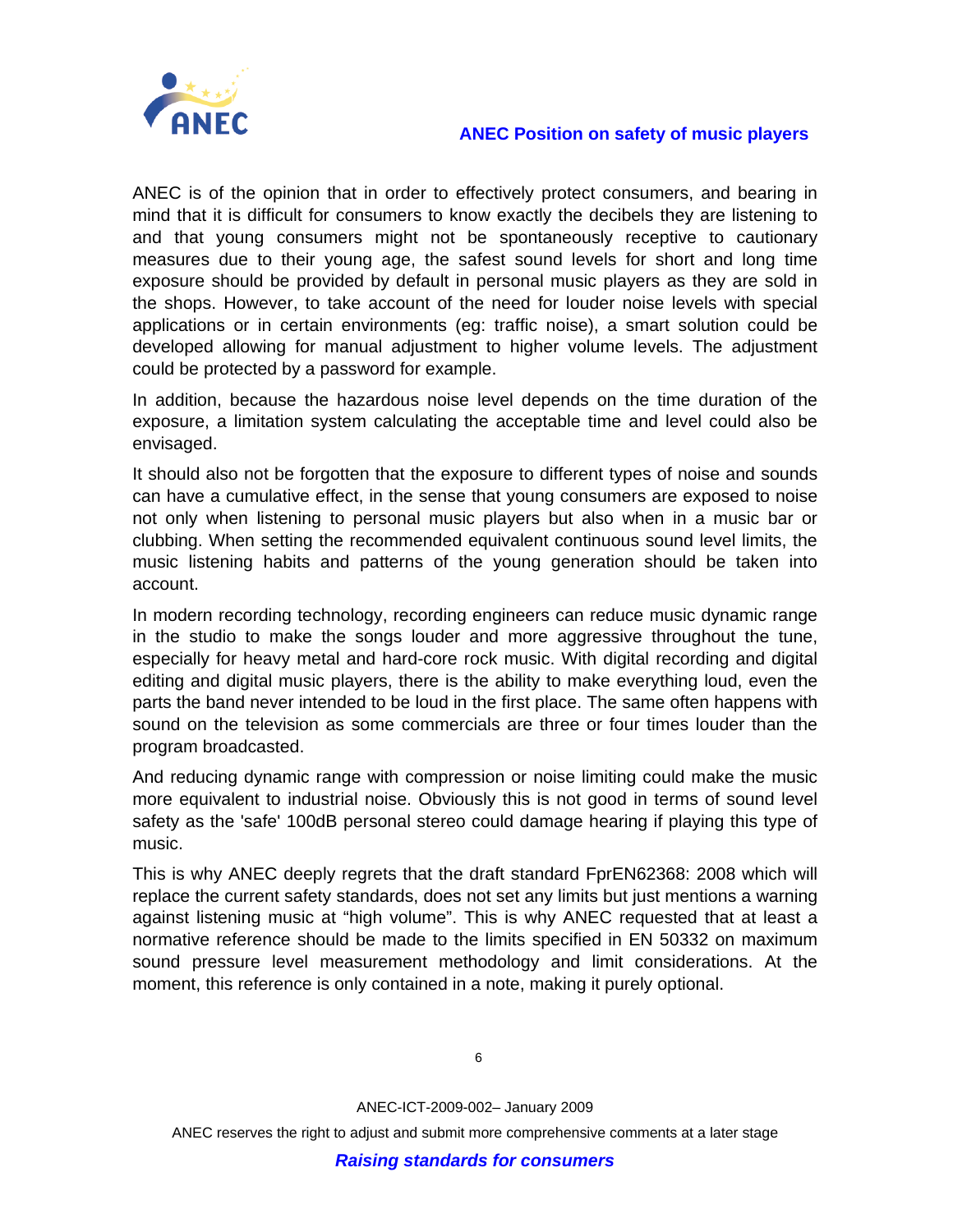ANEC is of the opinion that in order to effectively protect consumers, and bearing in mind that it is difficult for consumers to know exactly the decibels they are listening to and that young consumers might not be spontaneously receptive to cautionary measures due to their young age, the safest sound levels for short and long time exposure should be provided by default in personal music players as they are sold in the shops. However, to take account of the need for louder noise levels with special applications or in certain environments (eg: traffic noise), a smart solution could be developed allowing for manual adjustment to higher volume levels. The adjustment could be protected by a password for example.

In addition, because the hazardous noise level depends on the time duration of the exposure, a limitation system calculating the acceptable time and level could also be envisaged.

It should also not be forgotten that the exposure to different types of noise and sounds can have a cumulative effect, in the sense that young consumers are exposed to noise not only when listening to personal music players but also when in a music bar or clubbing. When setting the recommended equivalent continuous sound level limits, the music listening habits and patterns of the young generation should be taken into account.

In modern recording technology, recording engineers can reduce music dynamic range in the studio to make the songs louder and more aggressive throughout the tune, especially for heavy metal and hard-core rock music. With digital recording and digital editing and digital music players, there is the ability to make everything loud, even the parts the band never intended to be loud in the first place. The same often happens with sound on the television as some commercials are three or four times louder than the program broadcasted.

And reducing dynamic range with compression or noise limiting could make the music more equivalent to industrial noise. Obviously this is not good in terms of sound level safety as the 'safe' 100dB personal stereo could damage hearing if playing this type of music.

This is why ANEC deeply regrets that the draft standard FprEN62368: 2008 which will replace the current safety standards, does not set any limits but just mentions a warning against listening music at "high volume". This is why ANEC requested that at least a normative reference should be made to the limits specified in EN 50332 on maximum sound pressure level measurement methodology and limit considerations. At the moment, this reference is only contained in a note, making it purely optional.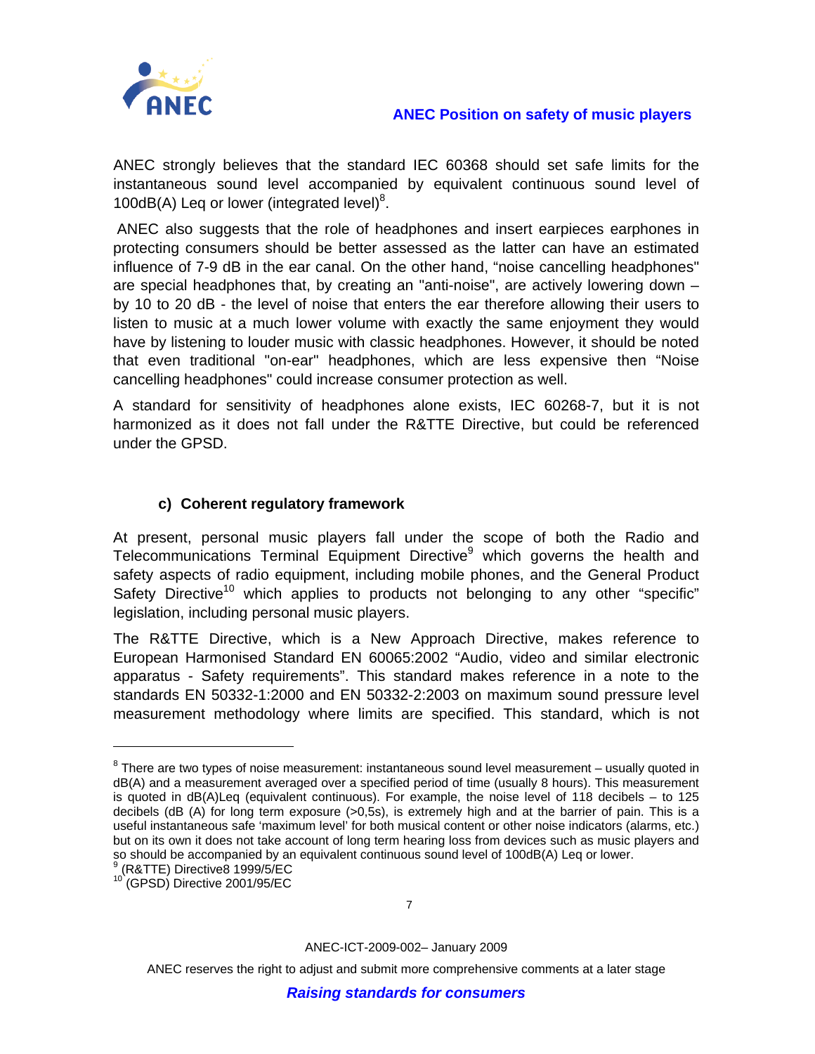ANEC strongly believes that the standard IEC 60368 should set safe limits for the instantaneous sound level accompanied by equivalent continuous sound level of 100dB(A) Leq or lower (integrated level)[8].

ANEC also suggests that the role of headphones and insert earpieces earphones in protecting consumers should be better assessed as the latter can have an estimated influence of 7-9 dB in the ear canal. On the other hand, "noise cancelling headphones" are special headphones that, by creating an "anti-noise", are actively lowering down – by 10 to 20 dB - the level of noise that enters the ear therefore allowing their users to listen to music at a much lower volume with exactly the same enjoyment they would have by listening to louder music with classic headphones. However, it should be noted that even traditional "on-ear" headphones, which are less expensive then "Noise cancelling headphones" could increase consumer protection as well.

A standard for sensitivity of headphones alone exists, IEC 60268-7, but it is not harmonized as it does not fall under the R&TTE Directive, but could be referenced under the GPSD.

### c) Coherent regulatory framework

At present, personal music players fall under the scope of both the Radio and Telecommunications Terminal Equipment Directive[9] which governs the health and safety aspects of radio equipment, including mobile phones, and the General Product Safety Directive[10] which applies to products not belonging to any other "specific" legislation, including personal music players.

The R&TTE Directive, which is a New Approach Directive, makes reference to European Harmonised Standard EN 60065:2002 "Audio, video and similar electronic apparatus - Safety requirements". This standard makes reference in a note to the standards EN 50332-1:2000 and EN 50332-2:2003 on maximum sound pressure level measurement methodology where limits are specified. This standard, which is not

---

[8] There are two types of noise measurement: instantaneous sound level measurement – usually quoted in dB(A) and a measurement averaged over a specified period of time (usually 8 hours). This measurement is quoted in dB(A)Leq (equivalent continuous). For example, the noise level of 118 decibels – to 125 decibels (dB (A) for long term exposure (>0,5s), is extremely high and at the barrier of pain. This is a useful instantaneous safe 'maximum level' for both musical content or other noise indicators (alarms, etc.) but on its own it does not take account of long term hearing loss from devices such as music players and so should be accompanied by an equivalent continuous sound level of 100dB(A) Leq or lower.

[9] (R&TTE) Directive8 1999/5/EC

[10] (GPSD) Directive 2001/95/EC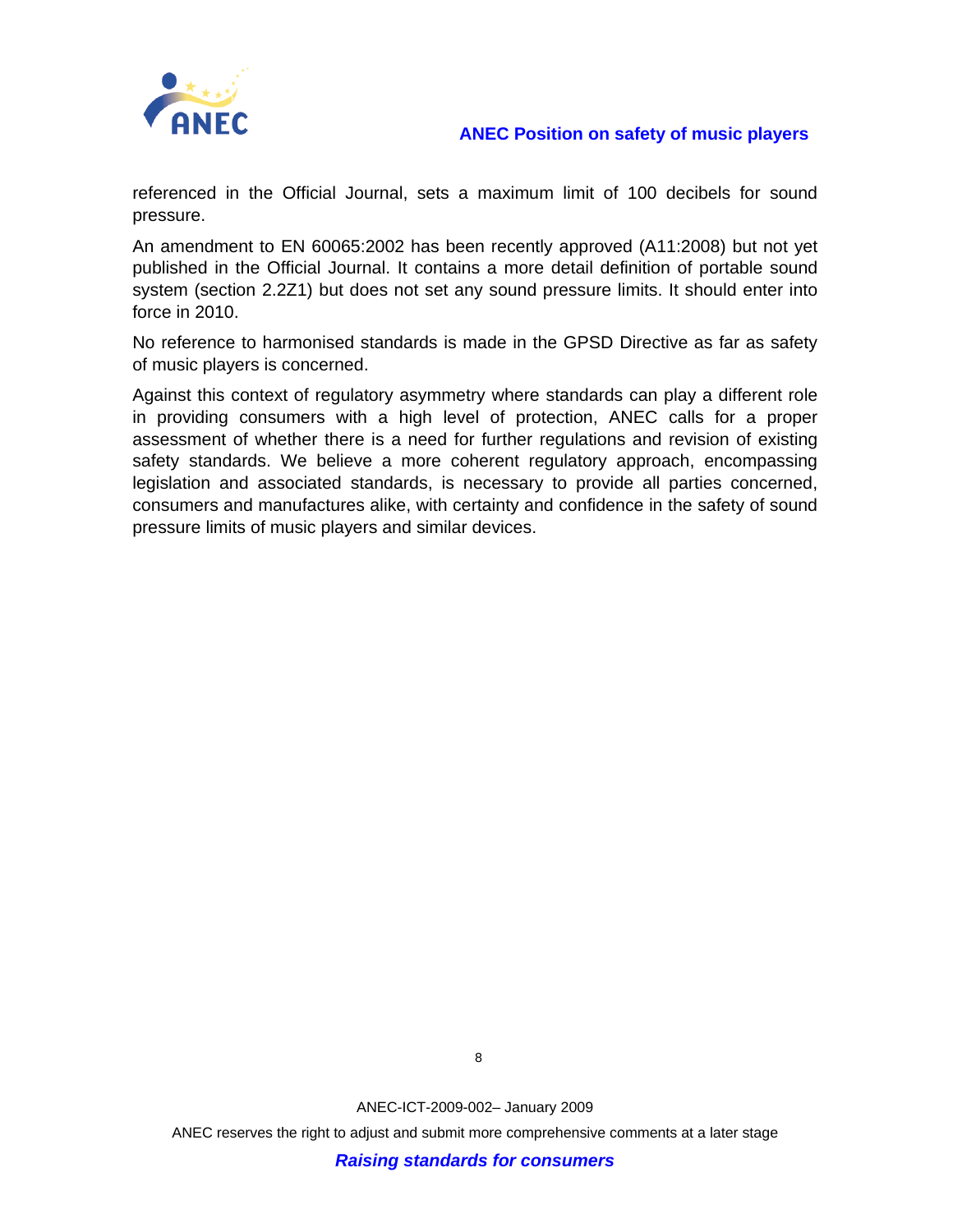referenced in the Official Journal, sets a maximum limit of 100 decibels for sound pressure.

An amendment to EN 60065:2002 has been recently approved (A11:2008) but not yet published in the Official Journal. It contains a more detail definition of portable sound system (section 2.2Z1) but does not set any sound pressure limits. It should enter into force in 2010.

No reference to harmonised standards is made in the GPSD Directive as far as safety of music players is concerned.

Against this context of regulatory asymmetry where standards can play a different role in providing consumers with a high level of protection, ANEC calls for a proper assessment of whether there is a need for further regulations and revision of existing safety standards. We believe a more coherent regulatory approach, encompassing legislation and associated standards, is necessary to provide all parties concerned, consumers and manufactures alike, with certainty and confidence in the safety of sound pressure limits of music players and similar devices.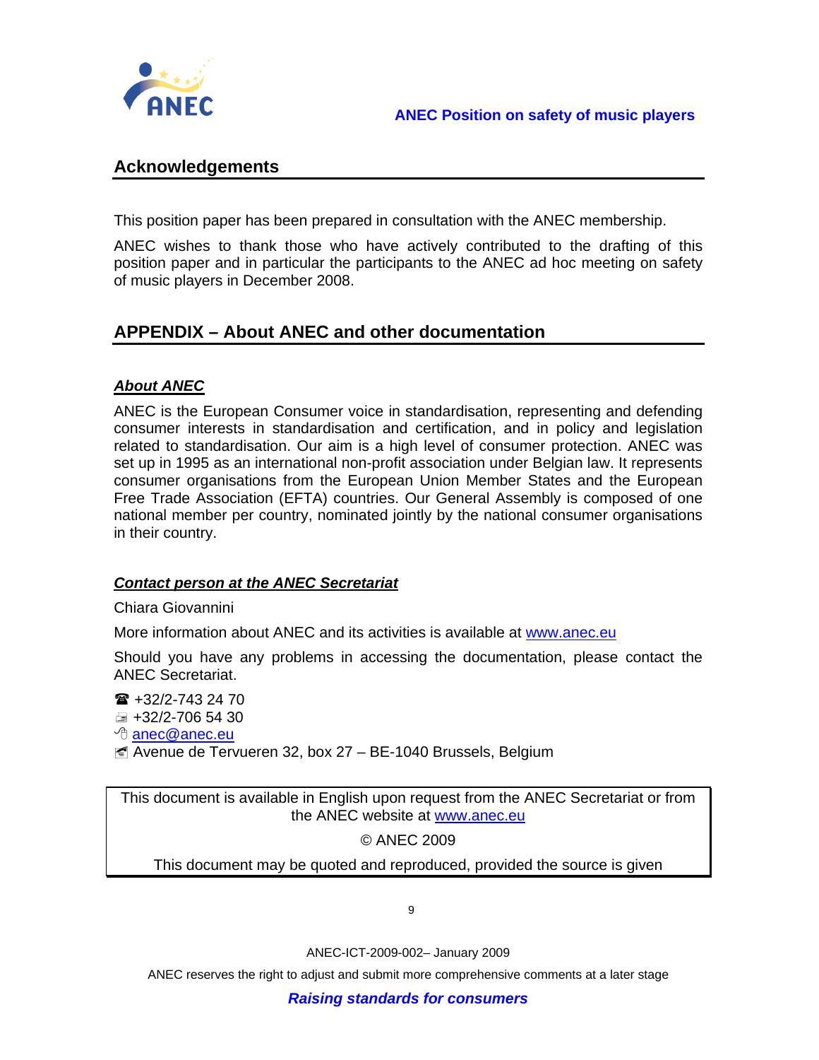## Acknowledgements

This position paper has been prepared in consultation with the ANEC membership.

ANEC wishes to thank those who have actively contributed to the drafting of this position paper and in particular the participants to the ANEC ad hoc meeting on safety of music players in December 2008.

## APPENDIX – About ANEC and other documentation

***About ANEC***

ANEC is the European Consumer voice in standardisation, representing and defending consumer interests in standardisation and certification, and in policy and legislation related to standardisation. Our aim is a high level of consumer protection. ANEC was set up in 1995 as an international non-profit association under Belgian law. It represents consumer organisations from the European Union Member States and the European Free Trade Association (EFTA) countries. Our General Assembly is composed of one national member per country, nominated jointly by the national consumer organisations in their country.

***Contact person at the ANEC Secretariat***

Chiara Giovannini

More information about ANEC and its activities is available at www.anec.eu

Should you have any problems in accessing the documentation, please contact the ANEC Secretariat.

☎ +32/2-743 24 70
+32/2-706 54 30
anec@anec.eu
Avenue de Tervueren 32, box 27 – BE-1040 Brussels, Belgium

This document is available in English upon request from the ANEC Secretariat or from the ANEC website at www.anec.eu

© ANEC 2009

This document may be quoted and reproduced, provided the source is given